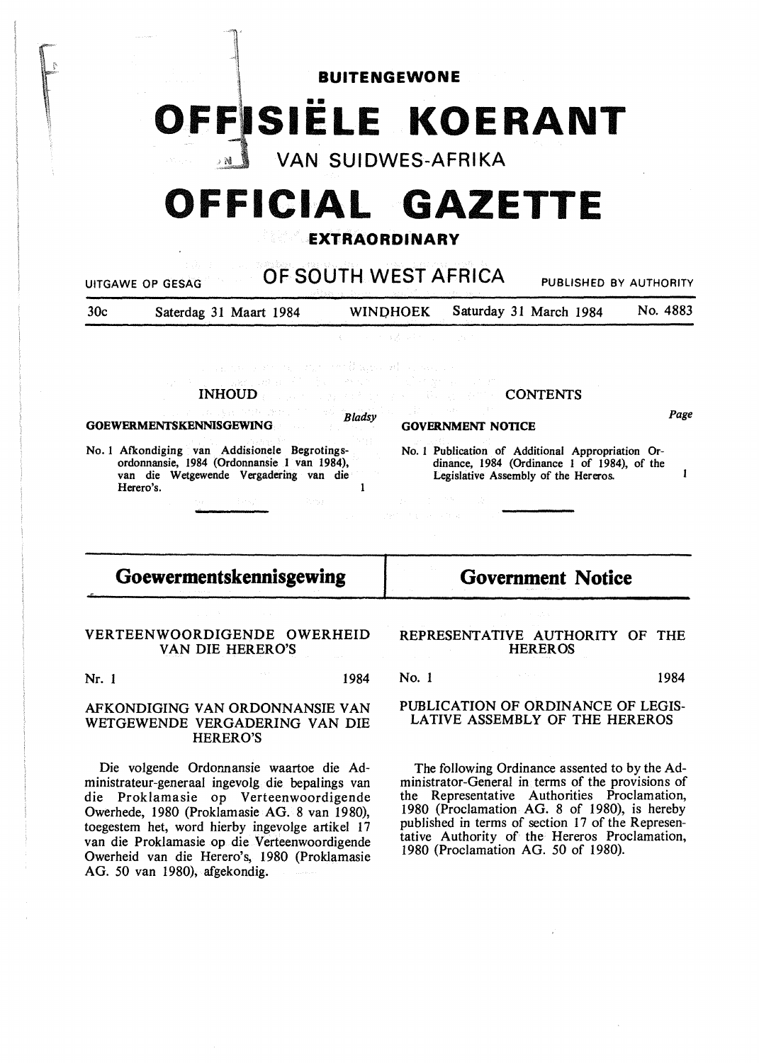# BUITENGEWONE

# OFFISIËLE KOERANT

## VAN SUIDWES-AFRIKA

# OFFICIAL GAZETTE

## EXTRAORDINARY

## OF SOUTH WEST AFRICA

UITGAWE OP GESAG — PUBLISHED BY AUTHORITY

30c — Saterdag 31 Maart 1984 — WINDHOEK — Saturday 31 March 1984 — No. 4883

### INHOUD

**GOEWERMENTSKENNISGEWING** — *Bladsy*

No. 1 Afkondiging van Addisionele Begrotingsordonnansie, 1984 (Ordonnansie 1 van 1984), van die Wetgewende Vergadering van die Herero's. — 1

### CONTENTS

**GOVERNMENT NOTICE** — *Page*

No. 1 Publication of Additional Appropriation Ordinance, 1984 (Ordinance 1 of 1984), of the Legislative Assembly of the Hereros. — 1

## Goewermentskennisgewing

### VERTEENWOORDIGENDE OWERHEID VAN DIE HERERO'S

Nr. 1 — 1984

### AFKONDIGING VAN ORDONNANSIE VAN WETGEWENDE VERGADERING VAN DIE HERERO'S

Die volgende Ordonnansie waartoe die Administrateur-generaal ingevolg die bepalings van die Proklamasie op Verteenwoordigende Owerhede, 1980 (Proklamasie AG. 8 van 1980), toegestem het, word hierby ingevolge artikel 17 van die Proklamasie op die Verteenwoordigende Owerheid van die Herero's, 1980 (Proklamasie AG. 50 van 1980), afgekondig.

## Government Notice

### REPRESENTATIVE AUTHORITY OF THE HEREROS

No. 1 — 1984

### PUBLICATION OF ORDINANCE OF LEGISLATIVE ASSEMBLY OF THE HEREROS

The following Ordinance assented to by the Administrator-General in terms of the provisions of the Representative Authorities Proclamation, 1980 (Proclamation AG. 8 of 1980), is hereby published in terms of section 17 of the Representative Authority of the Hereros Proclamation, 1980 (Proclamation AG. 50 of 1980).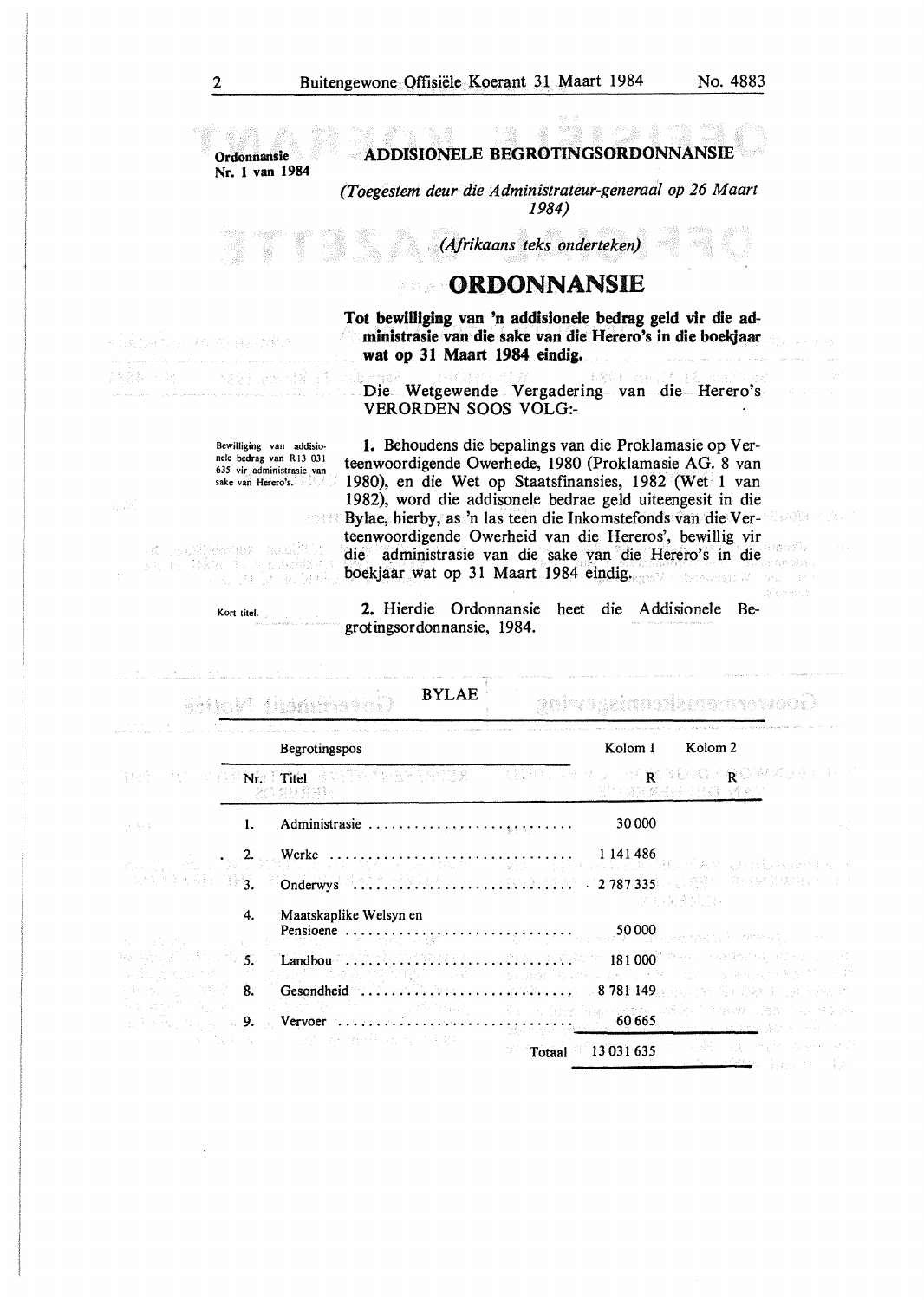**Ordonnansie Nr. 1 van 1984**

## ADDISIONELE BEGROTINGSORDONNANSIE

*(Toegestem deur die Administrateur-generaal op 26 Maart 1984)*

*(Afrikaans teks onderteken)*

# ORDONNANSIE

**Tot bewilliging van 'n addisionele bedrag geld vir die administrasie van die sake van die Herero's in die boekjaar wat op 31 Maart 1984 eindig.**

Die Wetgewende Vergadering van die Herero's VERORDEN SOOS VOLG:-

Bewilliging van addisionele bedrag van R13 031 635 vir administrasie van sake van Herero's.

**1.** Behoudens die bepalings van die Proklamasie op Verteenwoordigende Owerhede, 1980 (Proklamasie AG. 8 van 1980), en die Wet op Staatsfinansies, 1982 (Wet 1 van 1982), word die addisonele bedrae geld uiteengesit in die Bylae, hierby, as 'n las teen die Inkomstefonds van die Verteenwoordigende Owerheid van die Hereros', bewillig vir die administrasie van die sake van die Herero's in die boekjaar wat op 31 Maart 1984 eindig.

Kort titel.

**2.** Hierdie Ordonnansie heet die Addisionele Begrotingsordonnansie, 1984.

BYLAE

| Begrotingspos | | Kolom 1 | Kolom 2 |
|---|---|---|---|
| Nr. | Titel | R | R |
| 1. | Administrasie | 30 000 | |
| 2. | Werke | 1 141 486 | |
| 3. | Onderwys | 2 787 335 | |
| 4. | Maatskaplike Welsyn en Pensioene | 50 000 | |
| 5. | Landbou | 181 000 | |
| 8. | Gesondheid | 8 781 149 | |
| 9. | Vervoer | 60 665 | |
| | Totaal | 13 031 635 | |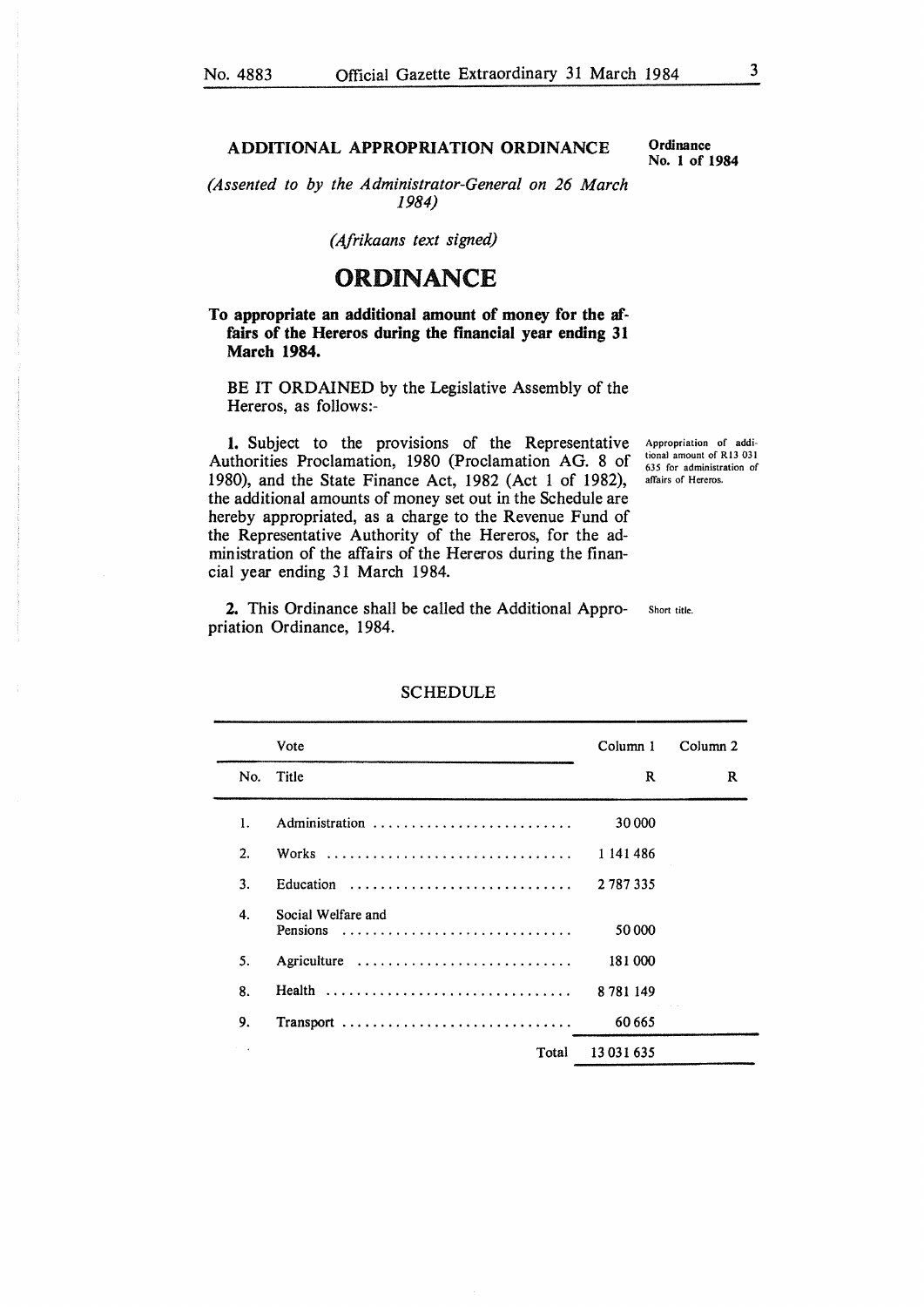## ADDITIONAL APPROPRIATION ORDINANCE

**Ordinance No. 1 of 1984**

*(Assented to by the Administrator-General on 26 March 1984)*

*(Afrikaans text signed)*

# ORDINANCE

**To appropriate an additional amount of money for the affairs of the Hereros during the financial year ending 31 March 1984.**

BE IT ORDAINED by the Legislative Assembly of the Hereros, as follows:-

Appropriation of additional amount of R13 031 635 for administration of affairs of Hereros.

**1.** Subject to the provisions of the Representative Authorities Proclamation, 1980 (Proclamation AG. 8 of 1980), and the State Finance Act, 1982 (Act 1 of 1982), the additional amounts of money set out in the Schedule are hereby appropriated, as a charge to the Revenue Fund of the Representative Authority of the Hereros, for the administration of the affairs of the Hereros during the financial year ending 31 March 1984.

Short title.

**2.** This Ordinance shall be called the Additional Appropriation Ordinance, 1984.

SCHEDULE

| Vote | | Column 1 | Column 2 |
|---|---|---|---|
| No. | Title | R | R |
| 1. | Administration | 30 000 | |
| 2. | Works | 1 141 486 | |
| 3. | Education | 2 787 335 | |
| 4. | Social Welfare and Pensions | 50 000 | |
| 5. | Agriculture | 181 000 | |
| 8. | Health | 8 781 149 | |
| 9. | Transport | 60 665 | |
| | Total | 13 031 635 | |